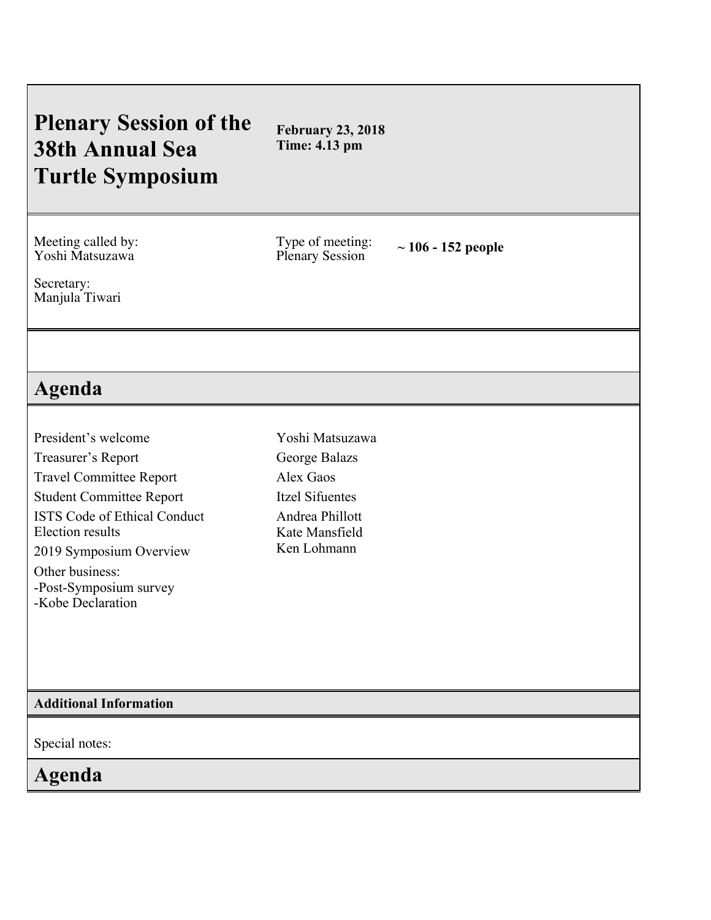# Plenary Session of the 38th Annual Sea Turtle Symposium

**February 23, 2018**
**Time: 4.13 pm**

Meeting called by:
Yoshi Matsuzawa

Type of meeting:
Plenary Session

**~ 106 - 152 people**

Secretary:
Manjula Tiwari

## Agenda

| | |
|---|---|
| President's welcome | Yoshi Matsuzawa |
| Treasurer's Report | George Balazs |
| Travel Committee Report | Alex Gaos |
| Student Committee Report | Itzel Sifuentes |
| ISTS Code of Ethical Conduct | Andrea Phillott |
| Election results | Kate Mansfield |
| 2019 Symposium Overview | Ken Lohmann |
| Other business:<br>-Post-Symposium survey<br>-Kobe Declaration | |

**Additional Information**

Special notes:

## Agenda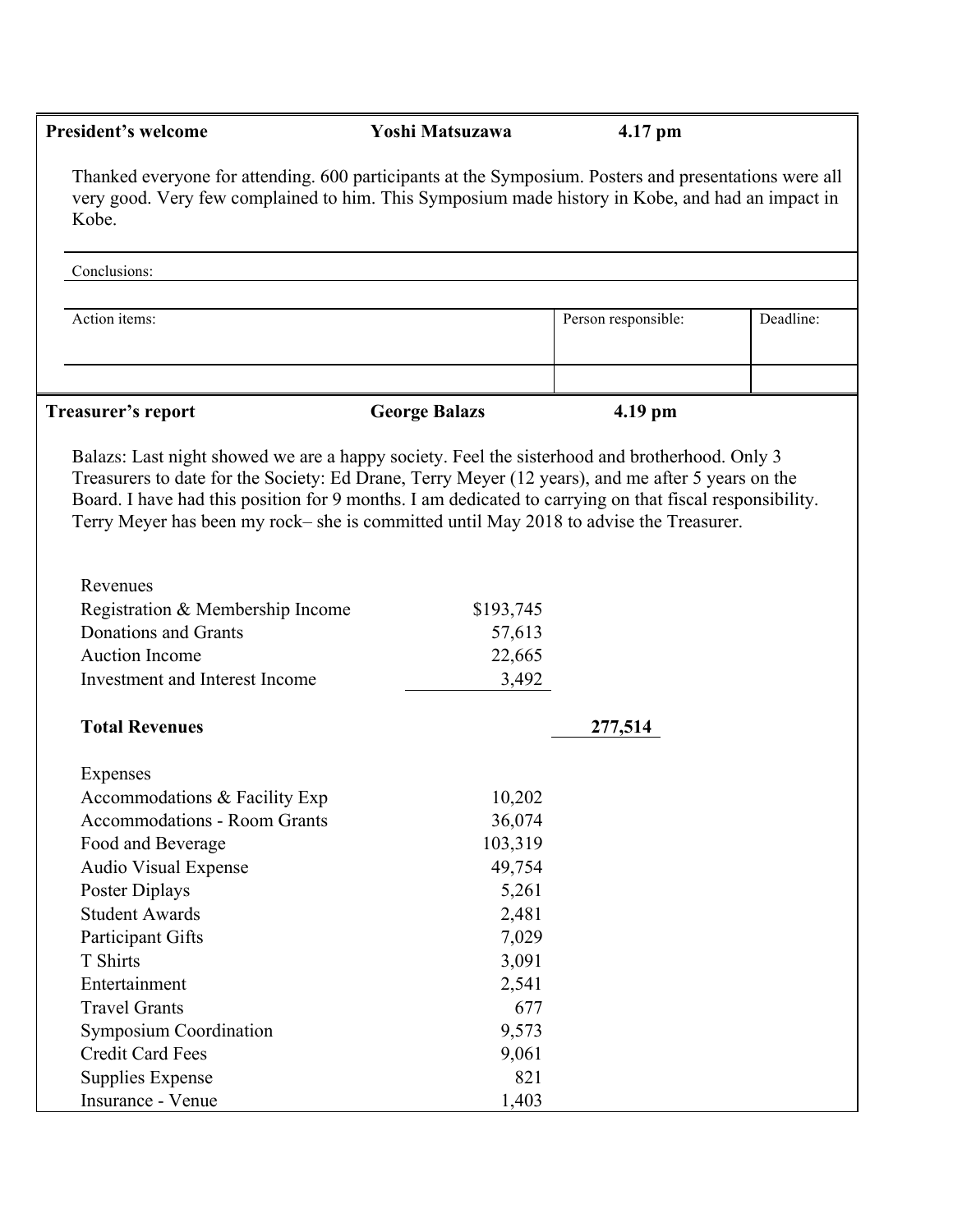| **President's welcome** | **Yoshi Matsuzawa** | **4.17 pm** |
|---|---|---|

Thanked everyone for attending. 600 participants at the Symposium. Posters and presentations were all very good. Very few complained to him. This Symposium made history in Kobe, and had an impact in Kobe.

Conclusions:

| Action items: | Person responsible: | Deadline: |
|---|---|---|
| | | |

| **Treasurer's report** | **George Balazs** | **4.19 pm** |
|---|---|---|

Balazs: Last night showed we are a happy society. Feel the sisterhood and brotherhood. Only 3 Treasurers to date for the Society: Ed Drane, Terry Meyer (12 years), and me after 5 years on the Board. I have had this position for 9 months. I am dedicated to carrying on that fiscal responsibility. Terry Meyer has been my rock– she is committed until May 2018 to advise the Treasurer.

| Revenues | | |
|---|---|---|
| Registration & Membership Income | $193,745 | |
| Donations and Grants | 57,613 | |
| Auction Income | 22,665 | |
| Investment and Interest Income | 3,492 | |
| **Total Revenues** | | 277,514 |
| Expenses | | |
| Accommodations & Facility Exp | 10,202 | |
| Accommodations - Room Grants | 36,074 | |
| Food and Beverage | 103,319 | |
| Audio Visual Expense | 49,754 | |
| Poster Diplays | 5,261 | |
| Student Awards | 2,481 | |
| Participant Gifts | 7,029 | |
| T Shirts | 3,091 | |
| Entertainment | 2,541 | |
| Travel Grants | 677 | |
| Symposium Coordination | 9,573 | |
| Credit Card Fees | 9,061 | |
| Supplies Expense | 821 | |
| Insurance - Venue | 1,403 | |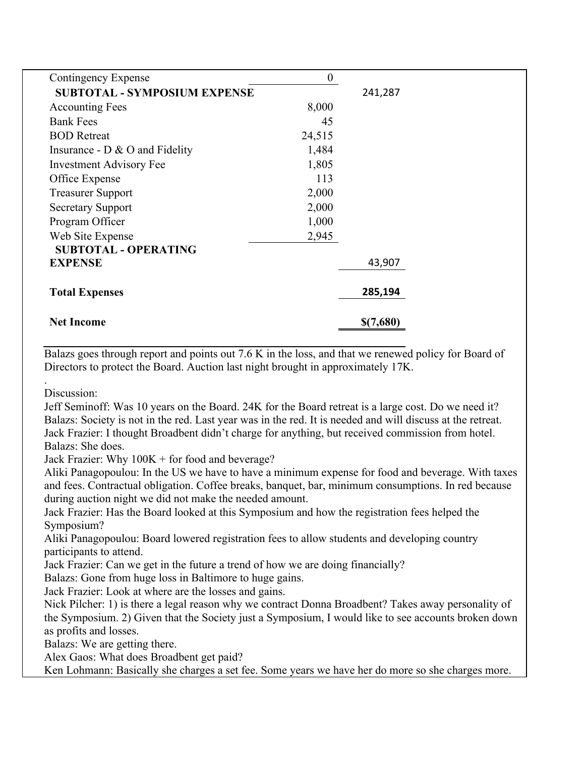| | | |
|---|---|---|
| Contingency Expense | 0 | |
| **SUBTOTAL - SYMPOSIUM EXPENSE** | | 241,287 |
| Accounting Fees | 8,000 | |
| Bank Fees | 45 | |
| BOD Retreat | 24,515 | |
| Insurance - D & O and Fidelity | 1,484 | |
| Investment Advisory Fee | 1,805 | |
| Office Expense | 113 | |
| Treasurer Support | 2,000 | |
| Secretary Support | 2,000 | |
| Program Officer | 1,000 | |
| Web Site Expense | 2,945 | |
| **SUBTOTAL - OPERATING EXPENSE** | | 43,907 |
| **Total Expenses** | | **285,194** |
| **Net Income** | | **$(7,680)** |

Balazs goes through report and points out 7.6 K in the loss, and that we renewed policy for Board of Directors to protect the Board. Auction last night brought in approximately 17K.

.

Discussion:

Jeff Seminoff: Was 10 years on the Board. 24K for the Board retreat is a large cost. Do we need it?
Balazs: Society is not in the red. Last year was in the red. It is needed and will discuss at the retreat.
Jack Frazier: I thought Broadbent didn't charge for anything, but received commission from hotel.
Balazs: She does.
Jack Frazier: Why 100K + for food and beverage?
Aliki Panagopoulou: In the US we have to have a minimum expense for food and beverage. With taxes and fees. Contractual obligation. Coffee breaks, banquet, bar, minimum consumptions. In red because during auction night we did not make the needed amount.
Jack Frazier: Has the Board looked at this Symposium and how the registration fees helped the Symposium?
Aliki Panagopoulou: Board lowered registration fees to allow students and developing country participants to attend.
Jack Frazier: Can we get in the future a trend of how we are doing financially?
Balazs: Gone from huge loss in Baltimore to huge gains.
Jack Frazier: Look at where are the losses and gains.
Nick Pilcher: 1) is there a legal reason why we contract Donna Broadbent? Takes away personality of the Symposium. 2) Given that the Society just a Symposium, I would like to see accounts broken down as profits and losses.
Balazs: We are getting there.
Alex Gaos: What does Broadbent get paid?
Ken Lohmann: Basically she charges a set fee. Some years we have her do more so she charges more.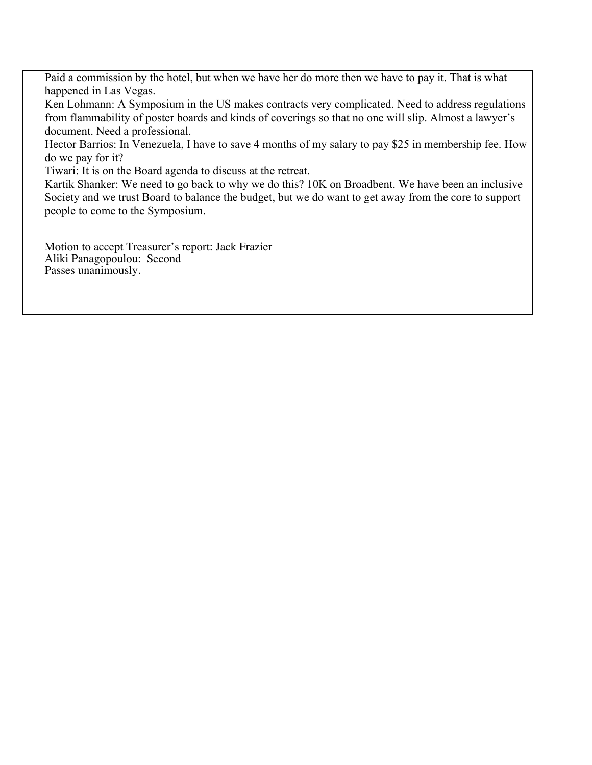Paid a commission by the hotel, but when we have her do more then we have to pay it. That is what happened in Las Vegas.

Ken Lohmann: A Symposium in the US makes contracts very complicated. Need to address regulations from flammability of poster boards and kinds of coverings so that no one will slip. Almost a lawyer's document. Need a professional.

Hector Barrios: In Venezuela, I have to save 4 months of my salary to pay $25 in membership fee. How do we pay for it?

Tiwari: It is on the Board agenda to discuss at the retreat.

Kartik Shanker: We need to go back to why we do this? 10K on Broadbent. We have been an inclusive Society and we trust Board to balance the budget, but we do want to get away from the core to support people to come to the Symposium.

Motion to accept Treasurer's report: Jack Frazier
Aliki Panagopoulou: Second
Passes unanimously.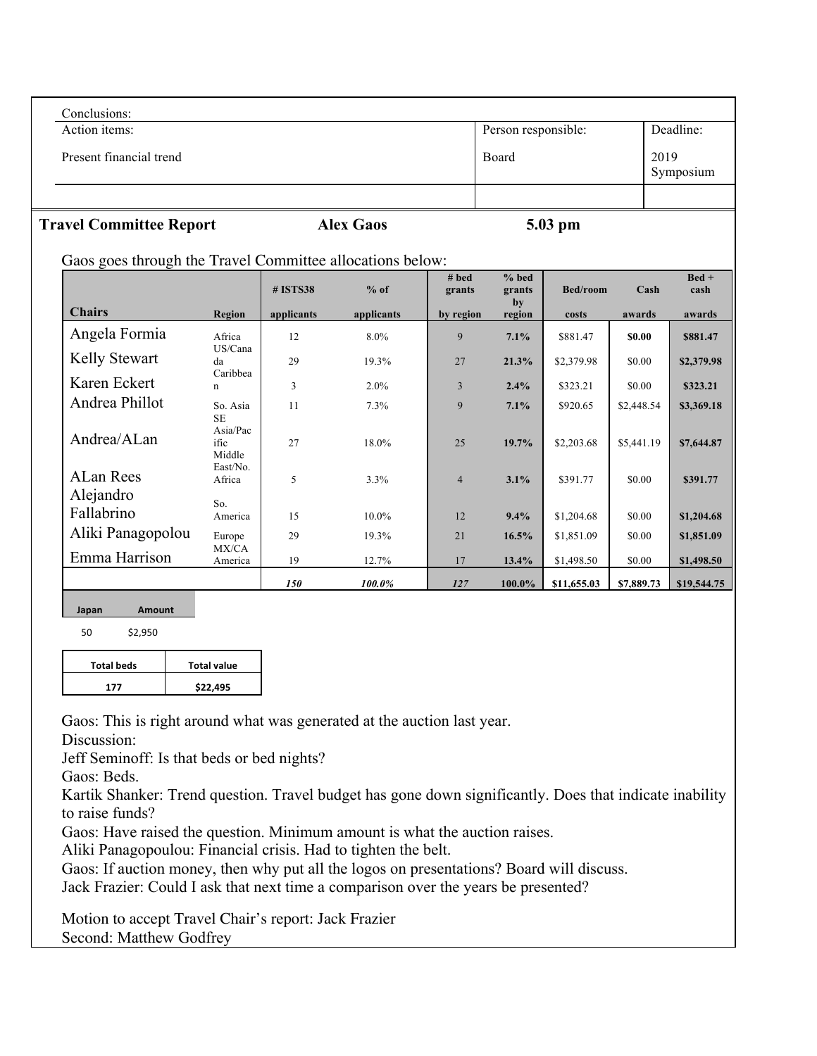Conclusions:

| Action items: | Person responsible: | Deadline: |
|---|---|---|
| Present financial trend | Board | 2019 Symposium |
| | | |

**Travel Committee Report** **Alex Gaos** **5.03 pm**

Gaos goes through the Travel Committee allocations below:

| Chairs | Region | # ISTS38 applicants | % of applicants | # bed grants by region | % bed grants by region | Bed/room costs | Cash awards | Bed + cash awards |
|---|---|---|---|---|---|---|---|---|
| Angela Formia | Africa | 12 | 8.0% | 9 | **7.1%** | $881.47 | **$0.00** | **$881.47** |
| Kelly Stewart | US/Canada | 29 | 19.3% | 27 | **21.3%** | $2,379.98 | $0.00 | **$2,379.98** |
| Karen Eckert | Caribbean | 3 | 2.0% | 3 | **2.4%** | $323.21 | $0.00 | **$323.21** |
| Andrea Phillot | So. Asia | 11 | 7.3% | 9 | **7.1%** | $920.65 | $2,448.54 | **$3,369.18** |
| Andrea/ALan | SE Asia/Pacific | 27 | 18.0% | 25 | **19.7%** | $2,203.68 | $5,441.19 | **$7,644.87** |
| ALan Rees | Middle East/No. Africa | 5 | 3.3% | 4 | **3.1%** | $391.77 | $0.00 | **$391.77** |
| Alejandro Fallabrino | So. America | 15 | 10.0% | 12 | **9.4%** | $1,204.68 | $0.00 | **$1,204.68** |
| Aliki Panagopolou | Europe | 29 | 19.3% | 21 | **16.5%** | $1,851.09 | $0.00 | **$1,851.09** |
| Emma Harrison | MX/CA America | 19 | 12.7% | 17 | **13.4%** | $1,498.50 | $0.00 | **$1,498.50** |
| | | ***150*** | ***100.0%*** | ***127*** | **100.0%** | **$11,655.03** | **$7,889.73** | **$19,544.75** |

| Japan | Amount |
|---|---|
| 50 | $2,950 |

| Total beds | Total value |
|---|---|
| 177 | $22,495 |

Gaos: This is right around what was generated at the auction last year.

Discussion:

Jeff Seminoff: Is that beds or bed nights?

Gaos: Beds.

Kartik Shanker: Trend question. Travel budget has gone down significantly. Does that indicate inability to raise funds?

Gaos: Have raised the question. Minimum amount is what the auction raises.

Aliki Panagopoulou: Financial crisis. Had to tighten the belt.

Gaos: If auction money, then why put all the logos on presentations? Board will discuss.

Jack Frazier: Could I ask that next time a comparison over the years be presented?

Motion to accept Travel Chair's report: Jack Frazier

Second: Matthew Godfrey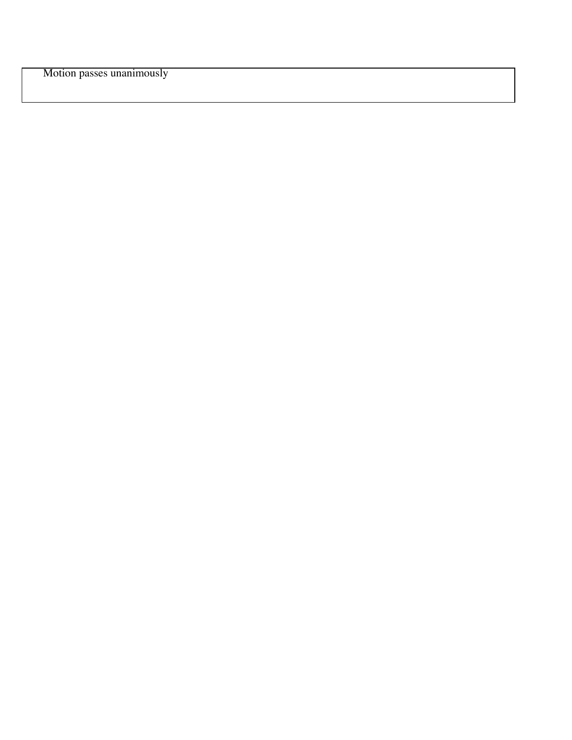| Motion passes unanimously |
| --- |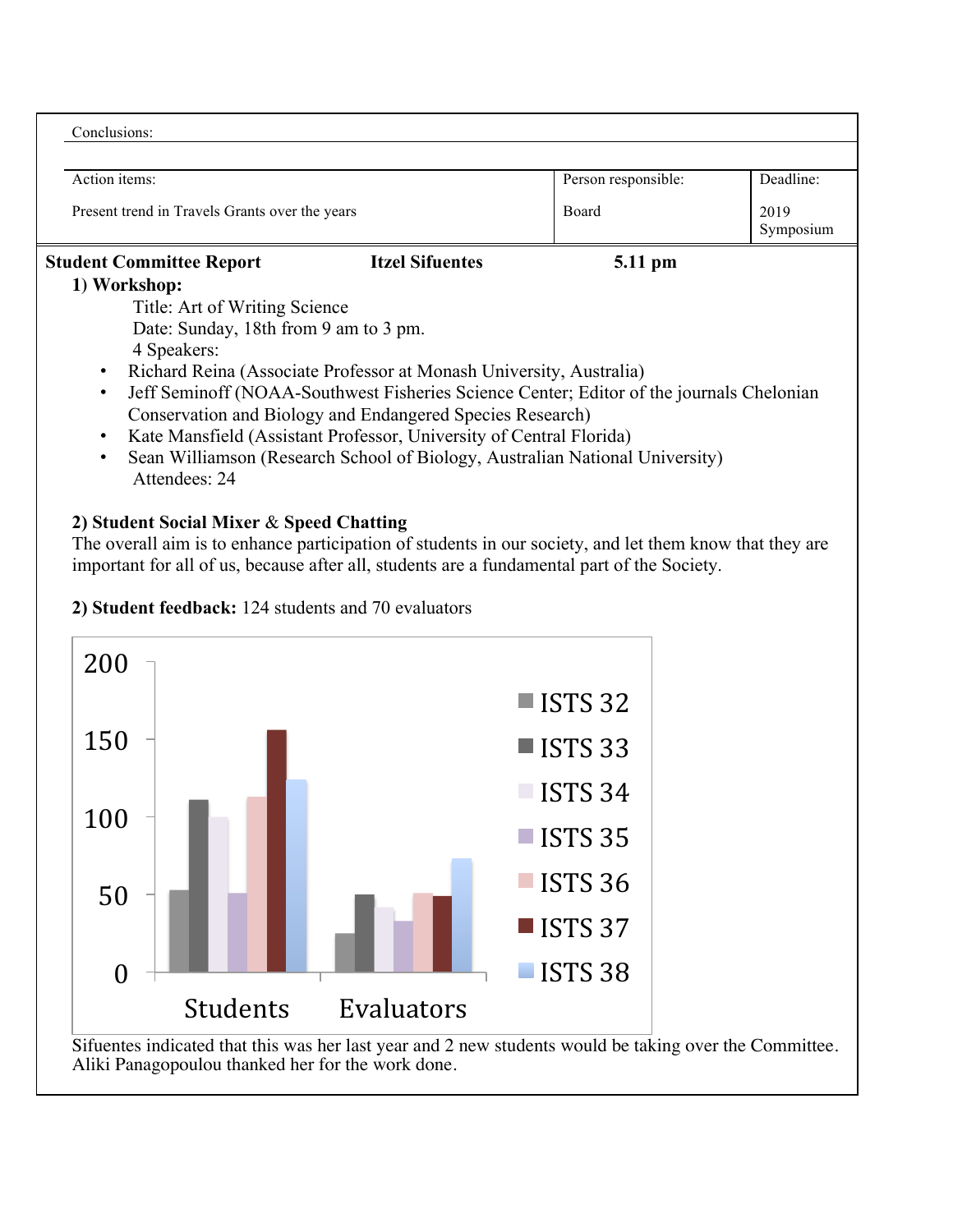Conclusions:

| Action items: | Person responsible: | Deadline: |
|---|---|---|
| Present trend in Travels Grants over the years | Board | 2019 Symposium |

**Student Committee Report** **Itzel Sifuentes** **5.11 pm**

**1) Workshop:**

Title: Art of Writing Science

Date: Sunday, 18th from 9 am to 3 pm.

4 Speakers:

- Richard Reina (Associate Professor at Monash University, Australia)
- Jeff Seminoff (NOAA-Southwest Fisheries Science Center; Editor of the journals Chelonian Conservation and Biology and Endangered Species Research)
- Kate Mansfield (Assistant Professor, University of Central Florida)
- Sean Williamson (Research School of Biology, Australian National University)

Attendees: 24

**2) Student Social Mixer & Speed Chatting**

The overall aim is to enhance participation of students in our society, and let them know that they are important for all of us, because after all, students are a fundamental part of the Society.

**2) Student feedback:** 124 students and 70 evaluators

Sifuentes indicated that this was her last year and 2 new students would be taking over the Committee. Aliki Panagopoulou thanked her for the work done.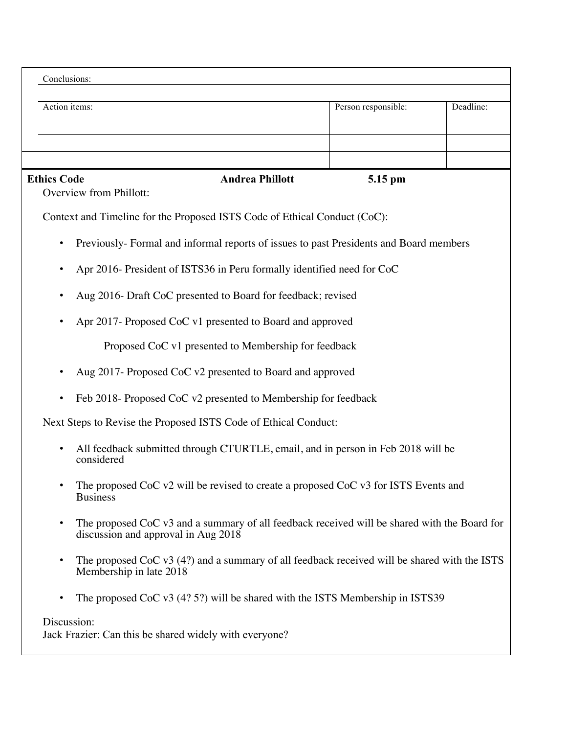Conclusions:

| Action items: | Person responsible: | Deadline: |
| --- | --- | --- |
| | | |
| | | |

**Ethics Code** **Andrea Phillott** **5.15 pm**

Overview from Phillott:

Context and Timeline for the Proposed ISTS Code of Ethical Conduct (CoC):

- Previously- Formal and informal reports of issues to past Presidents and Board members
- Apr 2016- President of ISTS36 in Peru formally identified need for CoC
- Aug 2016- Draft CoC presented to Board for feedback; revised
- Apr 2017- Proposed CoC v1 presented to Board and approved

  Proposed CoC v1 presented to Membership for feedback
- Aug 2017- Proposed CoC v2 presented to Board and approved
- Feb 2018- Proposed CoC v2 presented to Membership for feedback

Next Steps to Revise the Proposed ISTS Code of Ethical Conduct:

- All feedback submitted through CTURTLE, email, and in person in Feb 2018 will be considered
- The proposed CoC v2 will be revised to create a proposed CoC v3 for ISTS Events and Business
- The proposed CoC v3 and a summary of all feedback received will be shared with the Board for discussion and approval in Aug 2018
- The proposed CoC v3 (4?) and a summary of all feedback received will be shared with the ISTS Membership in late 2018
- The proposed CoC v3 (4? 5?) will be shared with the ISTS Membership in ISTS39

Discussion:
Jack Frazier: Can this be shared widely with everyone?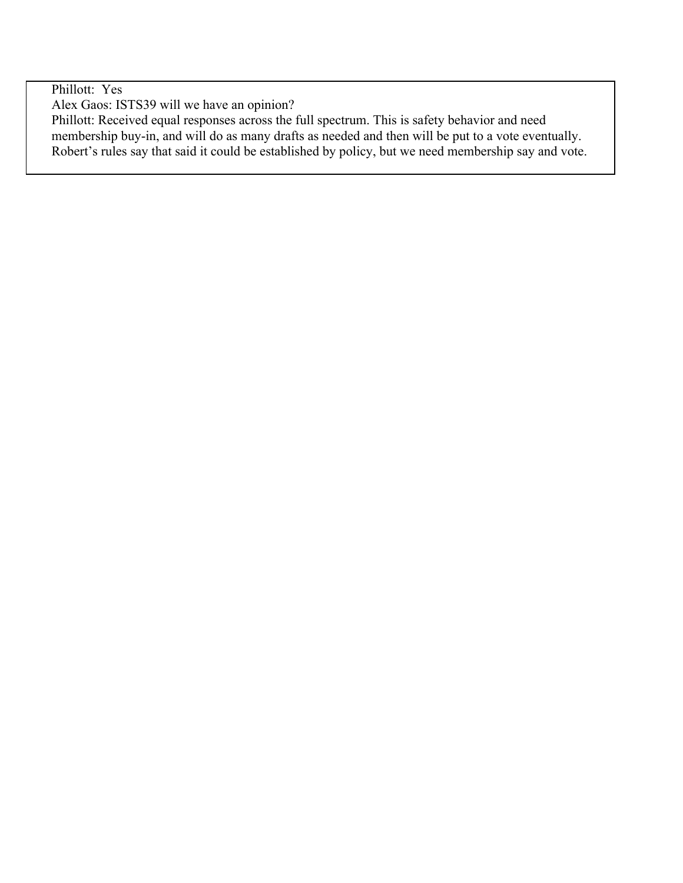Phillott: Yes

Alex Gaos: ISTS39 will we have an opinion?

Phillott: Received equal responses across the full spectrum. This is safety behavior and need membership buy-in, and will do as many drafts as needed and then will be put to a vote eventually. Robert's rules say that said it could be established by policy, but we need membership say and vote.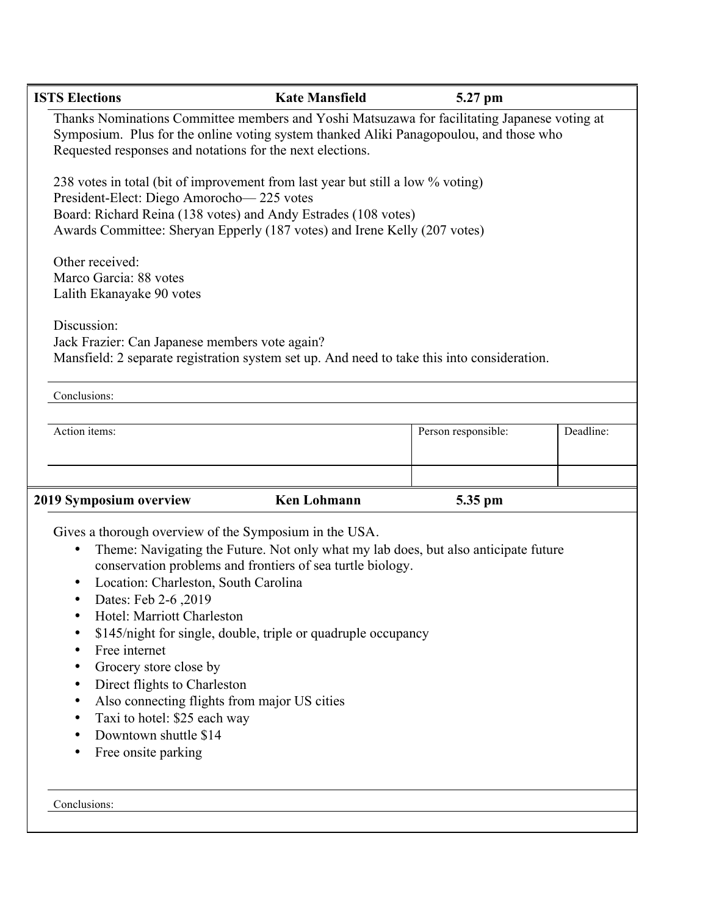| ISTS Elections | Kate Mansfield | 5.27 pm |
|---|---|---|

Thanks Nominations Committee members and Yoshi Matsuzawa for facilitating Japanese voting at Symposium. Plus for the online voting system thanked Aliki Panagopoulou, and those who Requested responses and notations for the next elections.

238 votes in total (bit of improvement from last year but still a low % voting)
President-Elect: Diego Amorocho— 225 votes
Board: Richard Reina (138 votes) and Andy Estrades (108 votes)
Awards Committee: Sheryan Epperly (187 votes) and Irene Kelly (207 votes)

Other received:
Marco Garcia: 88 votes
Lalith Ekanayake 90 votes

Discussion:
Jack Frazier: Can Japanese members vote again?
Mansfield: 2 separate registration system set up. And need to take this into consideration.

Conclusions:

| Action items: | Person responsible: | Deadline: |
|---|---|---|
| | | |

| 2019 Symposium overview | Ken Lohmann | 5.35 pm |
|---|---|---|

Gives a thorough overview of the Symposium in the USA.

- Theme: Navigating the Future. Not only what my lab does, but also anticipate future conservation problems and frontiers of sea turtle biology.
- Location: Charleston, South Carolina
- Dates: Feb 2-6 ,2019
- Hotel: Marriott Charleston
- $145/night for single, double, triple or quadruple occupancy
- Free internet
- Grocery store close by
- Direct flights to Charleston
- Also connecting flights from major US cities
- Taxi to hotel: $25 each way
- Downtown shuttle $14
- Free onsite parking

Conclusions: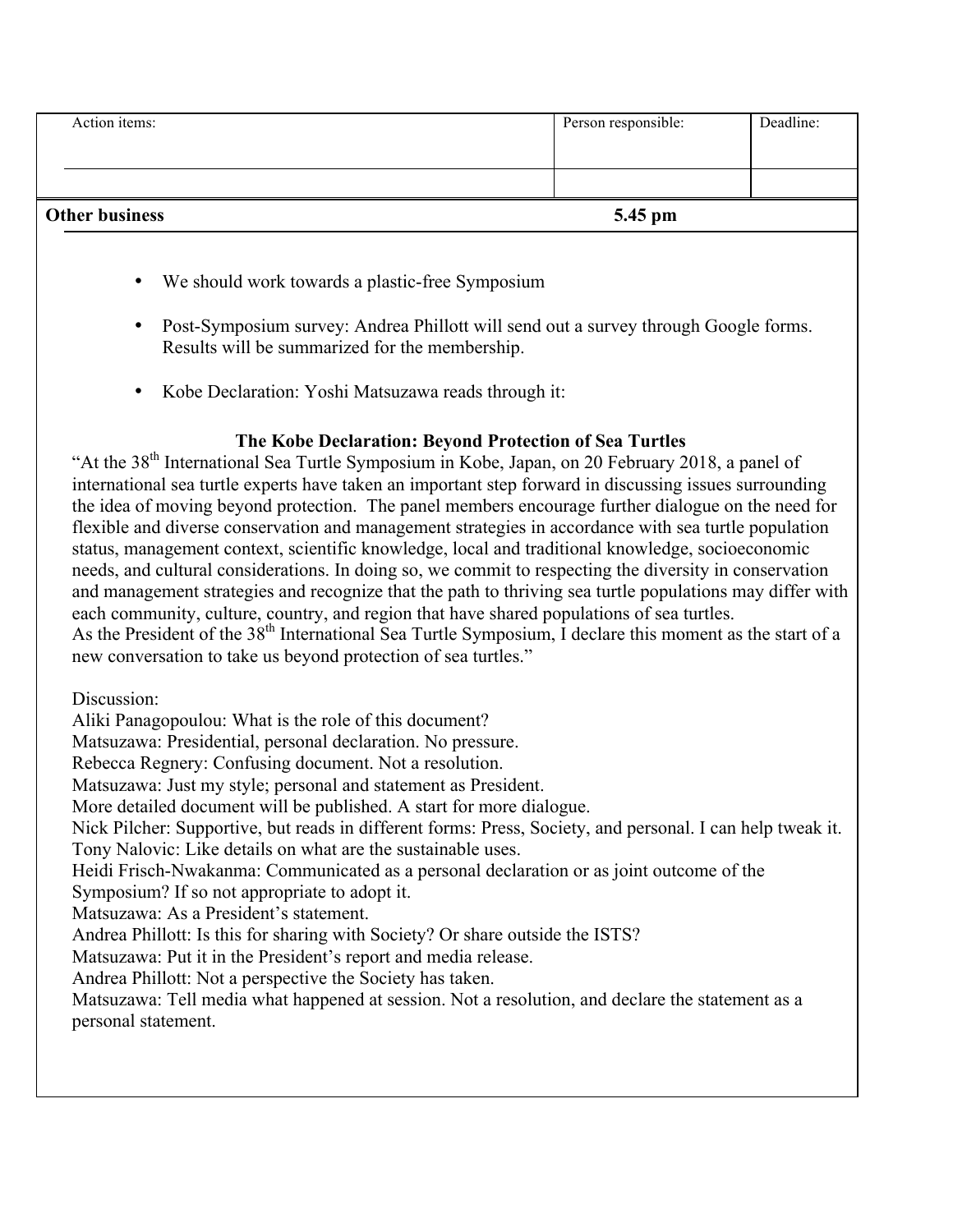| Action items: | Person responsible: | Deadline: |
| --- | --- | --- |
| | | |

**Other business** **5.45 pm**

- We should work towards a plastic-free Symposium
- Post-Symposium survey: Andrea Phillott will send out a survey through Google forms. Results will be summarized for the membership.
- Kobe Declaration: Yoshi Matsuzawa reads through it:

**The Kobe Declaration: Beyond Protection of Sea Turtles**

"At the 38th International Sea Turtle Symposium in Kobe, Japan, on 20 February 2018, a panel of international sea turtle experts have taken an important step forward in discussing issues surrounding the idea of moving beyond protection. The panel members encourage further dialogue on the need for flexible and diverse conservation and management strategies in accordance with sea turtle population status, management context, scientific knowledge, local and traditional knowledge, socioeconomic needs, and cultural considerations. In doing so, we commit to respecting the diversity in conservation and management strategies and recognize that the path to thriving sea turtle populations may differ with each community, culture, country, and region that have shared populations of sea turtles.
As the President of the 38th International Sea Turtle Symposium, I declare this moment as the start of a new conversation to take us beyond protection of sea turtles."

Discussion:
Aliki Panagopoulou: What is the role of this document?
Matsuzawa: Presidential, personal declaration. No pressure.
Rebecca Regnery: Confusing document. Not a resolution.
Matsuzawa: Just my style; personal and statement as President.
More detailed document will be published. A start for more dialogue.
Nick Pilcher: Supportive, but reads in different forms: Press, Society, and personal. I can help tweak it.
Tony Nalovic: Like details on what are the sustainable uses.
Heidi Frisch-Nwakanma: Communicated as a personal declaration or as joint outcome of the Symposium? If so not appropriate to adopt it.
Matsuzawa: As a President's statement.
Andrea Phillott: Is this for sharing with Society? Or share outside the ISTS?
Matsuzawa: Put it in the President's report and media release.
Andrea Phillott: Not a perspective the Society has taken.
Matsuzawa: Tell media what happened at session. Not a resolution, and declare the statement as a personal statement.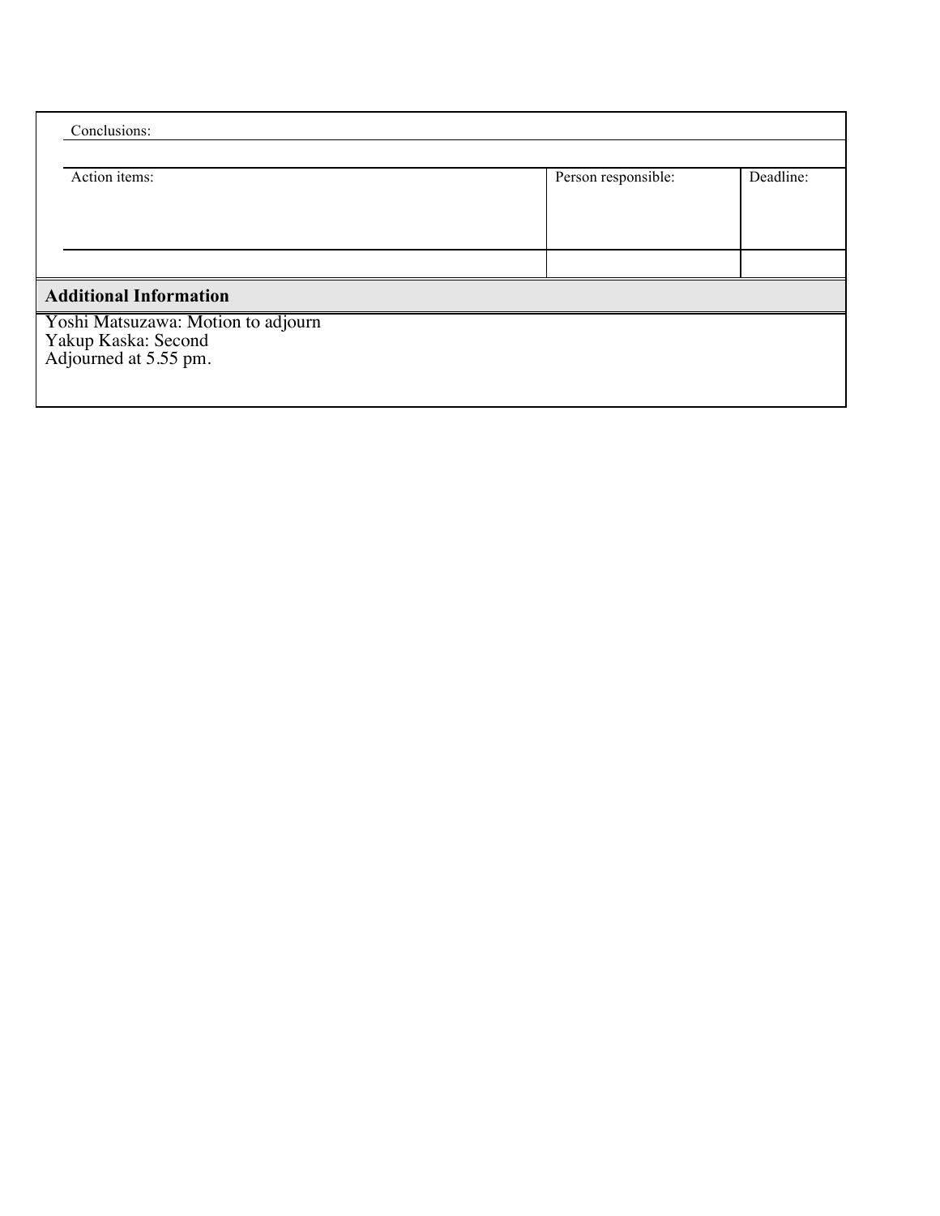Conclusions:

| Action items: | Person responsible: | Deadline: |
|---|---|---|
| | | |

## Additional Information

Yoshi Matsuzawa: Motion to adjourn
Yakup Kaska: Second
Adjourned at 5.55 pm.